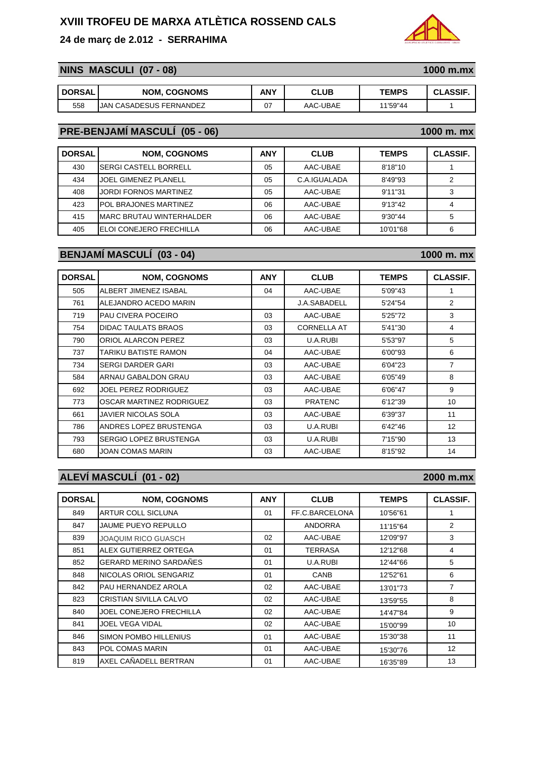# XVIII TROFEU DE MARXA ATLÈTICA ROSSEND CALS

**24 de març de 2.012 - SERRAHIMA**

## NINS MASCULI (07 - 08) — 1000 m.mx

| DORSAL | NOM, COGNOMS | ANY | CLUB | TEMPS | CLASSIF. |
|---|---|---|---|---|---|
| 558 | JAN CASADESUS FERNANDEZ | 07 | AAC-UBAE | 11'59"44 | 1 |

## PRE-BENJAMÍ MASCULÍ (05 - 06) — 1000 m. mx

| DORSAL | NOM, COGNOMS | ANY | CLUB | TEMPS | CLASSIF. |
|---|---|---|---|---|---|
| 430 | SERGI CASTELL BORRELL | 05 | AAC-UBAE | 8'18"10 | 1 |
| 434 | JOEL GIMENEZ PLANELL | 05 | C.A.IGUALADA | 8'49"93 | 2 |
| 408 | JORDI FORNOS MARTINEZ | 05 | AAC-UBAE | 9'11"31 | 3 |
| 423 | POL BRAJONES MARTINEZ | 06 | AAC-UBAE | 9'13"42 | 4 |
| 415 | MARC BRUTAU WINTERHALDER | 06 | AAC-UBAE | 9'30"44 | 5 |
| 405 | ELOI CONEJERO FRECHILLA | 06 | AAC-UBAE | 10'01"68 | 6 |

## BENJAMÍ MASCULÍ (03 - 04) — 1000 m. mx

| DORSAL | NOM, COGNOMS | ANY | CLUB | TEMPS | CLASSIF. |
|---|---|---|---|---|---|
| 505 | ALBERT JIMENEZ ISABAL | 04 | AAC-UBAE | 5'09"43 | 1 |
| 761 | ALEJANDRO ACEDO MARIN | | J.A.SABADELL | 5'24"54 | 2 |
| 719 | PAU CIVERA POCEIRO | 03 | AAC-UBAE | 5'25"72 | 3 |
| 754 | DIDAC TAULATS BRAOS | 03 | CORNELLA AT | 5'41"30 | 4 |
| 790 | ORIOL ALARCON PEREZ | 03 | U.A.RUBI | 5'53"97 | 5 |
| 737 | TARIKU BATISTE RAMON | 04 | AAC-UBAE | 6'00"93 | 6 |
| 734 | SERGI DARDER GARI | 03 | AAC-UBAE | 6'04"23 | 7 |
| 584 | ARNAU GABALDON GRAU | 03 | AAC-UBAE | 6'05"49 | 8 |
| 692 | JOEL PEREZ RODRIGUEZ | 03 | AAC-UBAE | 6'06"47 | 9 |
| 773 | OSCAR MARTINEZ RODRIGUEZ | 03 | PRATENC | 6'12"39 | 10 |
| 661 | JAVIER NICOLAS SOLA | 03 | AAC-UBAE | 6'39"37 | 11 |
| 786 | ANDRES LOPEZ BRUSTENGA | 03 | U.A.RUBI | 6'42"46 | 12 |
| 793 | SERGIO LOPEZ BRUSTENGA | 03 | U.A.RUBI | 7'15"90 | 13 |
| 680 | JOAN COMAS MARIN | 03 | AAC-UBAE | 8'15"92 | 14 |

## ALEVÍ MASCULÍ (01 - 02) — 2000 m.mx

| DORSAL | NOM, COGNOMS | ANY | CLUB | TEMPS | CLASSIF. |
|---|---|---|---|---|---|
| 849 | ARTUR COLL SICLUNA | 01 | FF.C.BARCELONA | 10'56"61 | 1 |
| 847 | JAUME PUEYO REPULLO | | ANDORRA | 11'15"64 | 2 |
| 839 | JOAQUIM RICO GUASCH | 02 | AAC-UBAE | 12'09"97 | 3 |
| 851 | ALEX GUTIERREZ ORTEGA | 01 | TERRASA | 12'12"68 | 4 |
| 852 | GERARD MERINO SARDAÑES | 01 | U.A.RUBI | 12'44"66 | 5 |
| 848 | NICOLAS ORIOL SENGARIZ | 01 | CANB | 12'52"61 | 6 |
| 842 | PAU HERNANDEZ AROLA | 02 | AAC-UBAE | 13'01"73 | 7 |
| 823 | CRISTIAN SIVILLA CALVO | 02 | AAC-UBAE | 13'59"55 | 8 |
| 840 | JOEL CONEJERO FRECHILLA | 02 | AAC-UBAE | 14'47"84 | 9 |
| 841 | JOEL VEGA VIDAL | 02 | AAC-UBAE | 15'00"99 | 10 |
| 846 | SIMON POMBO HILLENIUS | 01 | AAC-UBAE | 15'30"38 | 11 |
| 843 | POL COMAS MARIN | 01 | AAC-UBAE | 15'30"76 | 12 |
| 819 | AXEL CAÑADELL BERTRAN | 01 | AAC-UBAE | 16'35"89 | 13 |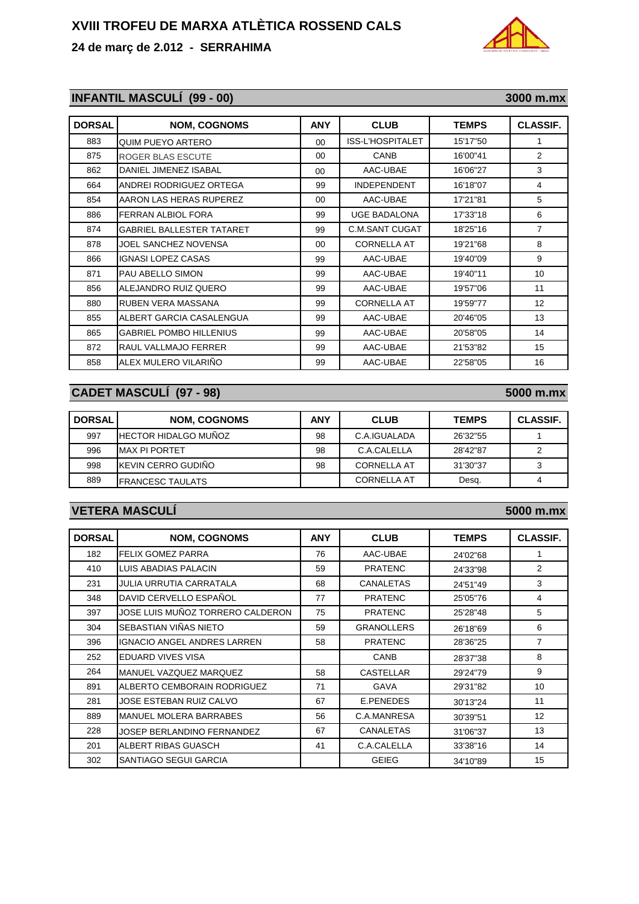# XVIII TROFEU DE MARXA ATLÈTICA ROSSEND CALS

**24 de març de 2.012 - SERRAHIMA**

## INFANTIL MASCULÍ (99 - 00) — 3000 m.mx

| DORSAL | NOM, COGNOMS | ANY | CLUB | TEMPS | CLASSIF. |
|---|---|---|---|---|---|
| 883 | QUIM PUEYO ARTERO | 00 | ISS-L'HOSPITALET | 15'17"50 | 1 |
| 875 | ROGER BLAS ESCUTE | 00 | CANB | 16'00"41 | 2 |
| 862 | DANIEL JIMENEZ ISABAL | 00 | AAC-UBAE | 16'06"27 | 3 |
| 664 | ANDREI RODRIGUEZ ORTEGA | 99 | INDEPENDENT | 16'18"07 | 4 |
| 854 | AARON LAS HERAS RUPEREZ | 00 | AAC-UBAE | 17'21"81 | 5 |
| 886 | FERRAN ALBIOL FORA | 99 | UGE BADALONA | 17'33"18 | 6 |
| 874 | GABRIEL BALLESTER TATARET | 99 | C.M.SANT CUGAT | 18'25"16 | 7 |
| 878 | JOEL SANCHEZ NOVENSA | 00 | CORNELLA AT | 19'21"68 | 8 |
| 866 | IGNASI LOPEZ CASAS | 99 | AAC-UBAE | 19'40"09 | 9 |
| 871 | PAU ABELLO SIMON | 99 | AAC-UBAE | 19'40"11 | 10 |
| 856 | ALEJANDRO RUIZ QUERO | 99 | AAC-UBAE | 19'57"06 | 11 |
| 880 | RUBEN VERA MASSANA | 99 | CORNELLA AT | 19'59"77 | 12 |
| 855 | ALBERT GARCIA CASALENGUA | 99 | AAC-UBAE | 20'46"05 | 13 |
| 865 | GABRIEL POMBO HILLENIUS | 99 | AAC-UBAE | 20'58"05 | 14 |
| 872 | RAUL VALLMAJO FERRER | 99 | AAC-UBAE | 21'53"82 | 15 |
| 858 | ALEX MULERO VILARIÑO | 99 | AAC-UBAE | 22'58"05 | 16 |

## CADET MASCULÍ (97 - 98) — 5000 m.mx

| DORSAL | NOM, COGNOMS | ANY | CLUB | TEMPS | CLASSIF. |
|---|---|---|---|---|---|
| 997 | HECTOR HIDALGO MUÑOZ | 98 | C.A.IGUALADA | 26'32"55 | 1 |
| 996 | MAX PI PORTET | 98 | C.A.CALELLA | 28'42"87 | 2 |
| 998 | KEVIN CERRO GUDIÑO | 98 | CORNELLA AT | 31'30"37 | 3 |
| 889 | FRANCESC TAULATS | | CORNELLA AT | Desq. | 4 |

## VETERA MASCULÍ — 5000 m.mx

| DORSAL | NOM, COGNOMS | ANY | CLUB | TEMPS | CLASSIF. |
|---|---|---|---|---|---|
| 182 | FELIX GOMEZ PARRA | 76 | AAC-UBAE | 24'02"68 | 1 |
| 410 | LUIS ABADIAS PALACIN | 59 | PRATENC | 24'33"98 | 2 |
| 231 | JULIA URRUTIA CARRATALA | 68 | CANALETAS | 24'51"49 | 3 |
| 348 | DAVID CERVELLO ESPAÑOL | 77 | PRATENC | 25'05"76 | 4 |
| 397 | JOSE LUIS MUÑOZ TORRERO CALDERON | 75 | PRATENC | 25'28"48 | 5 |
| 304 | SEBASTIAN VIÑAS NIETO | 59 | GRANOLLERS | 26'18"69 | 6 |
| 396 | IGNACIO ANGEL ANDRES LARREN | 58 | PRATENC | 28'36"25 | 7 |
| 252 | EDUARD VIVES VISA | | CANB | 28'37"38 | 8 |
| 264 | MANUEL VAZQUEZ MARQUEZ | 58 | CASTELLAR | 29'24"79 | 9 |
| 891 | ALBERTO CEMBORAIN RODRIGUEZ | 71 | GAVA | 29'31"82 | 10 |
| 281 | JOSE ESTEBAN RUIZ CALVO | 67 | E.PENEDES | 30'13"24 | 11 |
| 889 | MANUEL MOLERA BARRABES | 56 | C.A.MANRESA | 30'39"51 | 12 |
| 228 | JOSEP BERLANDINO FERNANDEZ | 67 | CANALETAS | 31'06"37 | 13 |
| 201 | ALBERT RIBAS GUASCH | 41 | C.A.CALELLA | 33'38"16 | 14 |
| 302 | SANTIAGO SEGUI GARCIA | | GEIEG | 34'10"89 | 15 |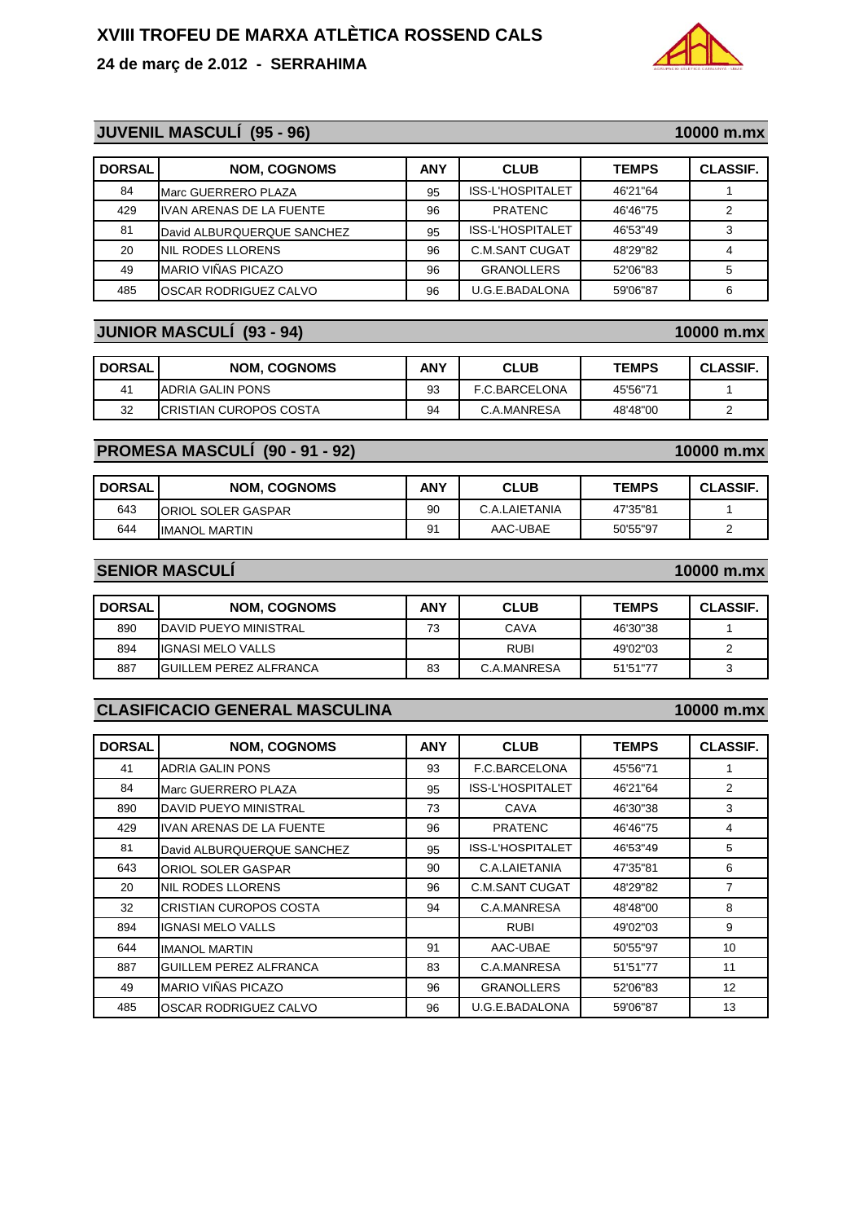# XVIII TROFEU DE MARXA ATLÈTICA ROSSEND CALS

**24 de març de 2.012 - SERRAHIMA**

## JUVENIL MASCULÍ (95 - 96) — 10000 m.mx

| DORSAL | NOM, COGNOMS | ANY | CLUB | TEMPS | CLASSIF. |
|---|---|---|---|---|---|
| 84 | Marc GUERRERO PLAZA | 95 | ISS-L'HOSPITALET | 46'21"64 | 1 |
| 429 | IVAN ARENAS DE LA FUENTE | 96 | PRATENC | 46'46"75 | 2 |
| 81 | David ALBURQUERQUE SANCHEZ | 95 | ISS-L'HOSPITALET | 46'53"49 | 3 |
| 20 | NIL RODES LLORENS | 96 | C.M.SANT CUGAT | 48'29"82 | 4 |
| 49 | MARIO VIÑAS PICAZO | 96 | GRANOLLERS | 52'06"83 | 5 |
| 485 | OSCAR RODRIGUEZ CALVO | 96 | U.G.E.BADALONA | 59'06"87 | 6 |

## JUNIOR MASCULÍ (93 - 94) — 10000 m.mx

| DORSAL | NOM, COGNOMS | ANY | CLUB | TEMPS | CLASSIF. |
|---|---|---|---|---|---|
| 41 | ADRIA GALIN PONS | 93 | F.C.BARCELONA | 45'56"71 | 1 |
| 32 | CRISTIAN CUROPOS COSTA | 94 | C.A.MANRESA | 48'48"00 | 2 |

## PROMESA MASCULÍ (90 - 91 - 92) — 10000 m.mx

| DORSAL | NOM, COGNOMS | ANY | CLUB | TEMPS | CLASSIF. |
|---|---|---|---|---|---|
| 643 | ORIOL SOLER GASPAR | 90 | C.A.LAIETANIA | 47'35"81 | 1 |
| 644 | IMANOL MARTIN | 91 | AAC-UBAE | 50'55"97 | 2 |

## SENIOR MASCULÍ — 10000 m.mx

| DORSAL | NOM, COGNOMS | ANY | CLUB | TEMPS | CLASSIF. |
|---|---|---|---|---|---|
| 890 | DAVID PUEYO MINISTRAL | 73 | CAVA | 46'30"38 | 1 |
| 894 | IGNASI MELO VALLS | | RUBI | 49'02"03 | 2 |
| 887 | GUILLEM PEREZ ALFRANCA | 83 | C.A.MANRESA | 51'51"77 | 3 |

## CLASIFICACIO GENERAL MASCULINA — 10000 m.mx

| DORSAL | NOM, COGNOMS | ANY | CLUB | TEMPS | CLASSIF. |
|---|---|---|---|---|---|
| 41 | ADRIA GALIN PONS | 93 | F.C.BARCELONA | 45'56"71 | 1 |
| 84 | Marc GUERRERO PLAZA | 95 | ISS-L'HOSPITALET | 46'21"64 | 2 |
| 890 | DAVID PUEYO MINISTRAL | 73 | CAVA | 46'30"38 | 3 |
| 429 | IVAN ARENAS DE LA FUENTE | 96 | PRATENC | 46'46"75 | 4 |
| 81 | David ALBURQUERQUE SANCHEZ | 95 | ISS-L'HOSPITALET | 46'53"49 | 5 |
| 643 | ORIOL SOLER GASPAR | 90 | C.A.LAIETANIA | 47'35"81 | 6 |
| 20 | NIL RODES LLORENS | 96 | C.M.SANT CUGAT | 48'29"82 | 7 |
| 32 | CRISTIAN CUROPOS COSTA | 94 | C.A.MANRESA | 48'48"00 | 8 |
| 894 | IGNASI MELO VALLS | | RUBI | 49'02"03 | 9 |
| 644 | IMANOL MARTIN | 91 | AAC-UBAE | 50'55"97 | 10 |
| 887 | GUILLEM PEREZ ALFRANCA | 83 | C.A.MANRESA | 51'51"77 | 11 |
| 49 | MARIO VIÑAS PICAZO | 96 | GRANOLLERS | 52'06"83 | 12 |
| 485 | OSCAR RODRIGUEZ CALVO | 96 | U.G.E.BADALONA | 59'06"87 | 13 |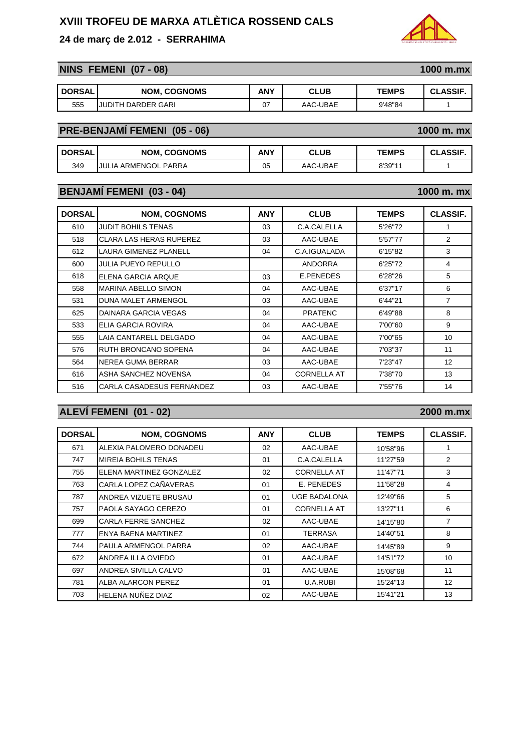# XVIII TROFEU DE MARXA ATLÈTICA ROSSEND CALS

## 24 de març de 2.012 - SERRAHIMA

### NINS FEMENI (07 - 08) — 1000 m.mx

| DORSAL | NOM, COGNOMS | ANY | CLUB | TEMPS | CLASSIF. |
|---|---|---|---|---|---|
| 555 | JUDITH DARDER GARI | 07 | AAC-UBAE | 9'48"84 | 1 |

### PRE-BENJAMÍ FEMENI (05 - 06) — 1000 m. mx

| DORSAL | NOM, COGNOMS | ANY | CLUB | TEMPS | CLASSIF. |
|---|---|---|---|---|---|
| 349 | JULIA ARMENGOL PARRA | 05 | AAC-UBAE | 8'39"11 | 1 |

### BENJAMÍ FEMENI (03 - 04) — 1000 m. mx

| DORSAL | NOM, COGNOMS | ANY | CLUB | TEMPS | CLASSIF. |
|---|---|---|---|---|---|
| 610 | JUDIT BOHILS TENAS | 03 | C.A.CALELLA | 5'26"72 | 1 |
| 518 | CLARA LAS HERAS RUPEREZ | 03 | AAC-UBAE | 5'57"77 | 2 |
| 612 | LAURA GIMENEZ PLANELL | 04 | C.A.IGUALADA | 6'15"82 | 3 |
| 600 | JULIA PUEYO REPULLO | | ANDORRA | 6'25"72 | 4 |
| 618 | ELENA GARCIA ARQUE | 03 | E.PENEDES | 6'28"26 | 5 |
| 558 | MARINA ABELLO SIMON | 04 | AAC-UBAE | 6'37"17 | 6 |
| 531 | DUNA MALET ARMENGOL | 03 | AAC-UBAE | 6'44"21 | 7 |
| 625 | DAINARA GARCIA VEGAS | 04 | PRATENC | 6'49"88 | 8 |
| 533 | ELIA GARCIA ROVIRA | 04 | AAC-UBAE | 7'00"60 | 9 |
| 555 | LAIA CANTARELL DELGADO | 04 | AAC-UBAE | 7'00"65 | 10 |
| 576 | RUTH BRONCANO SOPENA | 04 | AAC-UBAE | 7'03"37 | 11 |
| 564 | NEREA GUMA BERRAR | 03 | AAC-UBAE | 7'23"47 | 12 |
| 616 | ASHA SANCHEZ NOVENSA | 04 | CORNELLA AT | 7'38"70 | 13 |
| 516 | CARLA CASADESUS FERNANDEZ | 03 | AAC-UBAE | 7'55"76 | 14 |

### ALEVÍ FEMENI (01 - 02) — 2000 m.mx

| DORSAL | NOM, COGNOMS | ANY | CLUB | TEMPS | CLASSIF. |
|---|---|---|---|---|---|
| 671 | ALEXIA PALOMERO DONADEU | 02 | AAC-UBAE | 10'58"96 | 1 |
| 747 | MIREIA BOHILS TENAS | 01 | C.A.CALELLA | 11'27"59 | 2 |
| 755 | ELENA MARTINEZ GONZALEZ | 02 | CORNELLA AT | 11'47"71 | 3 |
| 763 | CARLA LOPEZ CAÑAVERAS | 01 | E. PENEDES | 11'58"28 | 4 |
| 787 | ANDREA VIZUETE BRUSAU | 01 | UGE BADALONA | 12'49"66 | 5 |
| 757 | PAOLA SAYAGO CEREZO | 01 | CORNELLA AT | 13'27"11 | 6 |
| 699 | CARLA FERRE SANCHEZ | 02 | AAC-UBAE | 14'15"80 | 7 |
| 777 | ENYA BAENA MARTINEZ | 01 | TERRASA | 14'40"51 | 8 |
| 744 | PAULA ARMENGOL PARRA | 02 | AAC-UBAE | 14'45"89 | 9 |
| 672 | ANDREA ILLA OVIEDO | 01 | AAC-UBAE | 14'51"72 | 10 |
| 697 | ANDREA SIVILLA CALVO | 01 | AAC-UBAE | 15'08"68 | 11 |
| 781 | ALBA ALARCON PEREZ | 01 | U.A.RUBI | 15'24"13 | 12 |
| 703 | HELENA NUÑEZ DIAZ | 02 | AAC-UBAE | 15'41"21 | 13 |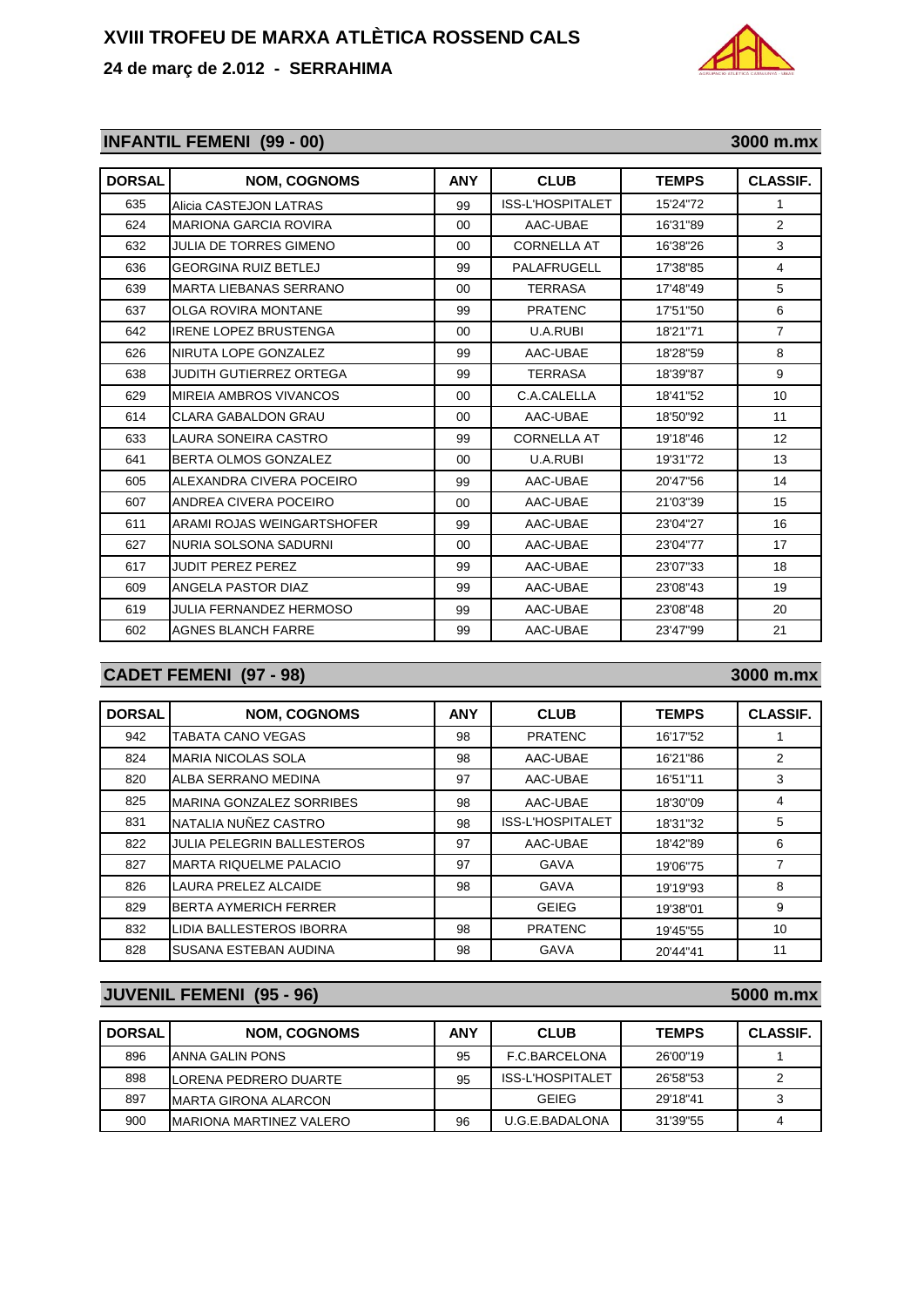# XVIII TROFEU DE MARXA ATLÈTICA ROSSEND CALS

**24 de març de 2.012 - SERRAHIMA**

## INFANTIL FEMENI (99 - 00) — 3000 m.mx

| DORSAL | NOM, COGNOMS | ANY | CLUB | TEMPS | CLASSIF. |
|---|---|---|---|---|---|
| 635 | Alicia CASTEJON LATRAS | 99 | ISS-L'HOSPITALET | 15'24"72 | 1 |
| 624 | MARIONA GARCIA ROVIRA | 00 | AAC-UBAE | 16'31"89 | 2 |
| 632 | JULIA DE TORRES GIMENO | 00 | CORNELLA AT | 16'38"26 | 3 |
| 636 | GEORGINA RUIZ BETLEJ | 99 | PALAFRUGELL | 17'38"85 | 4 |
| 639 | MARTA LIEBANAS SERRANO | 00 | TERRASA | 17'48"49 | 5 |
| 637 | OLGA ROVIRA MONTANE | 99 | PRATENC | 17'51"50 | 6 |
| 642 | IRENE LOPEZ BRUSTENGA | 00 | U.A.RUBI | 18'21"71 | 7 |
| 626 | NIRUTA LOPE GONZALEZ | 99 | AAC-UBAE | 18'28"59 | 8 |
| 638 | JUDITH GUTIERREZ ORTEGA | 99 | TERRASA | 18'39"87 | 9 |
| 629 | MIREIA AMBROS VIVANCOS | 00 | C.A.CALELLA | 18'41"52 | 10 |
| 614 | CLARA GABALDON GRAU | 00 | AAC-UBAE | 18'50"92 | 11 |
| 633 | LAURA SONEIRA CASTRO | 99 | CORNELLA AT | 19'18"46 | 12 |
| 641 | BERTA OLMOS GONZALEZ | 00 | U.A.RUBI | 19'31"72 | 13 |
| 605 | ALEXANDRA CIVERA POCEIRO | 99 | AAC-UBAE | 20'47"56 | 14 |
| 607 | ANDREA CIVERA POCEIRO | 00 | AAC-UBAE | 21'03"39 | 15 |
| 611 | ARAMI ROJAS WEINGARTSHOFER | 99 | AAC-UBAE | 23'04"27 | 16 |
| 627 | NURIA SOLSONA SADURNI | 00 | AAC-UBAE | 23'04"77 | 17 |
| 617 | JUDIT PEREZ PEREZ | 99 | AAC-UBAE | 23'07"33 | 18 |
| 609 | ANGELA PASTOR DIAZ | 99 | AAC-UBAE | 23'08"43 | 19 |
| 619 | JULIA FERNANDEZ HERMOSO | 99 | AAC-UBAE | 23'08"48 | 20 |
| 602 | AGNES BLANCH FARRE | 99 | AAC-UBAE | 23'47"99 | 21 |

## CADET FEMENI (97 - 98) — 3000 m.mx

| DORSAL | NOM, COGNOMS | ANY | CLUB | TEMPS | CLASSIF. |
|---|---|---|---|---|---|
| 942 | TABATA CANO VEGAS | 98 | PRATENC | 16'17"52 | 1 |
| 824 | MARIA NICOLAS SOLA | 98 | AAC-UBAE | 16'21"86 | 2 |
| 820 | ALBA SERRANO MEDINA | 97 | AAC-UBAE | 16'51"11 | 3 |
| 825 | MARINA GONZALEZ SORRIBES | 98 | AAC-UBAE | 18'30"09 | 4 |
| 831 | NATALIA NUÑEZ CASTRO | 98 | ISS-L'HOSPITALET | 18'31"32 | 5 |
| 822 | JULIA PELEGRIN BALLESTEROS | 97 | AAC-UBAE | 18'42"89 | 6 |
| 827 | MARTA RIQUELME PALACIO | 97 | GAVA | 19'06"75 | 7 |
| 826 | LAURA PRELEZ ALCAIDE | 98 | GAVA | 19'19"93 | 8 |
| 829 | BERTA AYMERICH FERRER | | GEIEG | 19'38"01 | 9 |
| 832 | LIDIA BALLESTEROS IBORRA | 98 | PRATENC | 19'45"55 | 10 |
| 828 | SUSANA ESTEBAN AUDINA | 98 | GAVA | 20'44"41 | 11 |

## JUVENIL FEMENI (95 - 96) — 5000 m.mx

| DORSAL | NOM, COGNOMS | ANY | CLUB | TEMPS | CLASSIF. |
|---|---|---|---|---|---|
| 896 | ANNA GALIN PONS | 95 | F.C.BARCELONA | 26'00"19 | 1 |
| 898 | LORENA PEDRERO DUARTE | 95 | ISS-L'HOSPITALET | 26'58"53 | 2 |
| 897 | MARTA GIRONA ALARCON | | GEIEG | 29'18"41 | 3 |
| 900 | MARIONA MARTINEZ VALERO | 96 | U.G.E.BADALONA | 31'39"55 | 4 |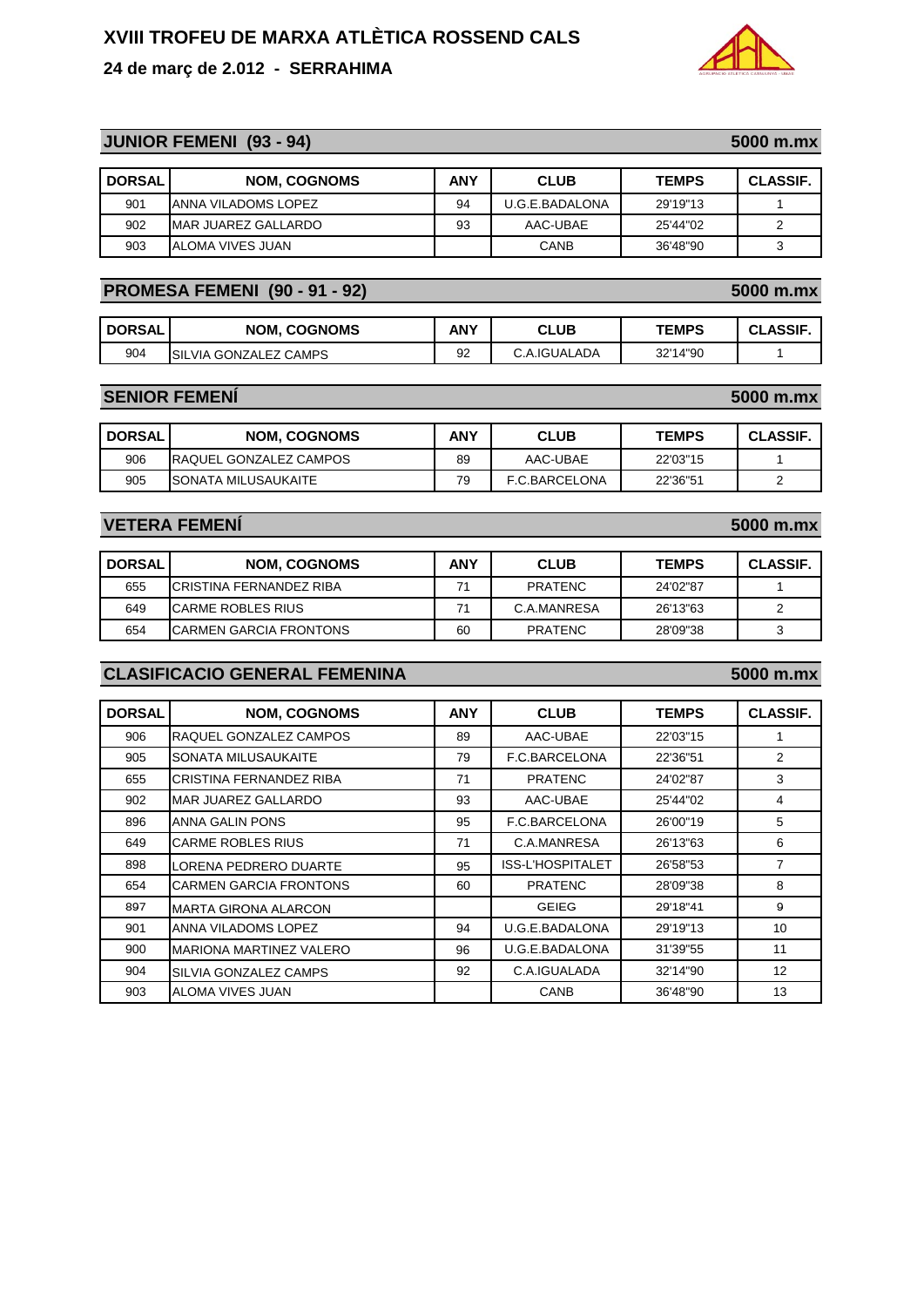# XVIII TROFEU DE MARXA ATLÈTICA ROSSEND CALS

**24 de març de 2.012 - SERRAHIMA**

## JUNIOR FEMENI (93 - 94) — 5000 m.mx

| DORSAL | NOM, COGNOMS | ANY | CLUB | TEMPS | CLASSIF. |
|---|---|---|---|---|---|
| 901 | ANNA VILADOMS LOPEZ | 94 | U.G.E.BADALONA | 29'19"13 | 1 |
| 902 | MAR JUAREZ GALLARDO | 93 | AAC-UBAE | 25'44"02 | 2 |
| 903 | ALOMA VIVES JUAN | | CANB | 36'48"90 | 3 |

## PROMESA FEMENI (90 - 91 - 92) — 5000 m.mx

| DORSAL | NOM, COGNOMS | ANY | CLUB | TEMPS | CLASSIF. |
|---|---|---|---|---|---|
| 904 | SILVIA GONZALEZ CAMPS | 92 | C.A.IGUALADA | 32'14"90 | 1 |

## SENIOR FEMENÍ — 5000 m.mx

| DORSAL | NOM, COGNOMS | ANY | CLUB | TEMPS | CLASSIF. |
|---|---|---|---|---|---|
| 906 | RAQUEL GONZALEZ CAMPOS | 89 | AAC-UBAE | 22'03"15 | 1 |
| 905 | SONATA MILUSAUKAITE | 79 | F.C.BARCELONA | 22'36"51 | 2 |

## VETERA FEMENÍ — 5000 m.mx

| DORSAL | NOM, COGNOMS | ANY | CLUB | TEMPS | CLASSIF. |
|---|---|---|---|---|---|
| 655 | CRISTINA FERNANDEZ RIBA | 71 | PRATENC | 24'02"87 | 1 |
| 649 | CARME ROBLES RIUS | 71 | C.A.MANRESA | 26'13"63 | 2 |
| 654 | CARMEN GARCIA FRONTONS | 60 | PRATENC | 28'09"38 | 3 |

## CLASIFICACIO GENERAL FEMENINA — 5000 m.mx

| DORSAL | NOM, COGNOMS | ANY | CLUB | TEMPS | CLASSIF. |
|---|---|---|---|---|---|
| 906 | RAQUEL GONZALEZ CAMPOS | 89 | AAC-UBAE | 22'03"15 | 1 |
| 905 | SONATA MILUSAUKAITE | 79 | F.C.BARCELONA | 22'36"51 | 2 |
| 655 | CRISTINA FERNANDEZ RIBA | 71 | PRATENC | 24'02"87 | 3 |
| 902 | MAR JUAREZ GALLARDO | 93 | AAC-UBAE | 25'44"02 | 4 |
| 896 | ANNA GALIN PONS | 95 | F.C.BARCELONA | 26'00"19 | 5 |
| 649 | CARME ROBLES RIUS | 71 | C.A.MANRESA | 26'13"63 | 6 |
| 898 | LORENA PEDRERO DUARTE | 95 | ISS-L'HOSPITALET | 26'58"53 | 7 |
| 654 | CARMEN GARCIA FRONTONS | 60 | PRATENC | 28'09"38 | 8 |
| 897 | MARTA GIRONA ALARCON | | GEIEG | 29'18"41 | 9 |
| 901 | ANNA VILADOMS LOPEZ | 94 | U.G.E.BADALONA | 29'19"13 | 10 |
| 900 | MARIONA MARTINEZ VALERO | 96 | U.G.E.BADALONA | 31'39"55 | 11 |
| 904 | SILVIA GONZALEZ CAMPS | 92 | C.A.IGUALADA | 32'14"90 | 12 |
| 903 | ALOMA VIVES JUAN | | CANB | 36'48"90 | 13 |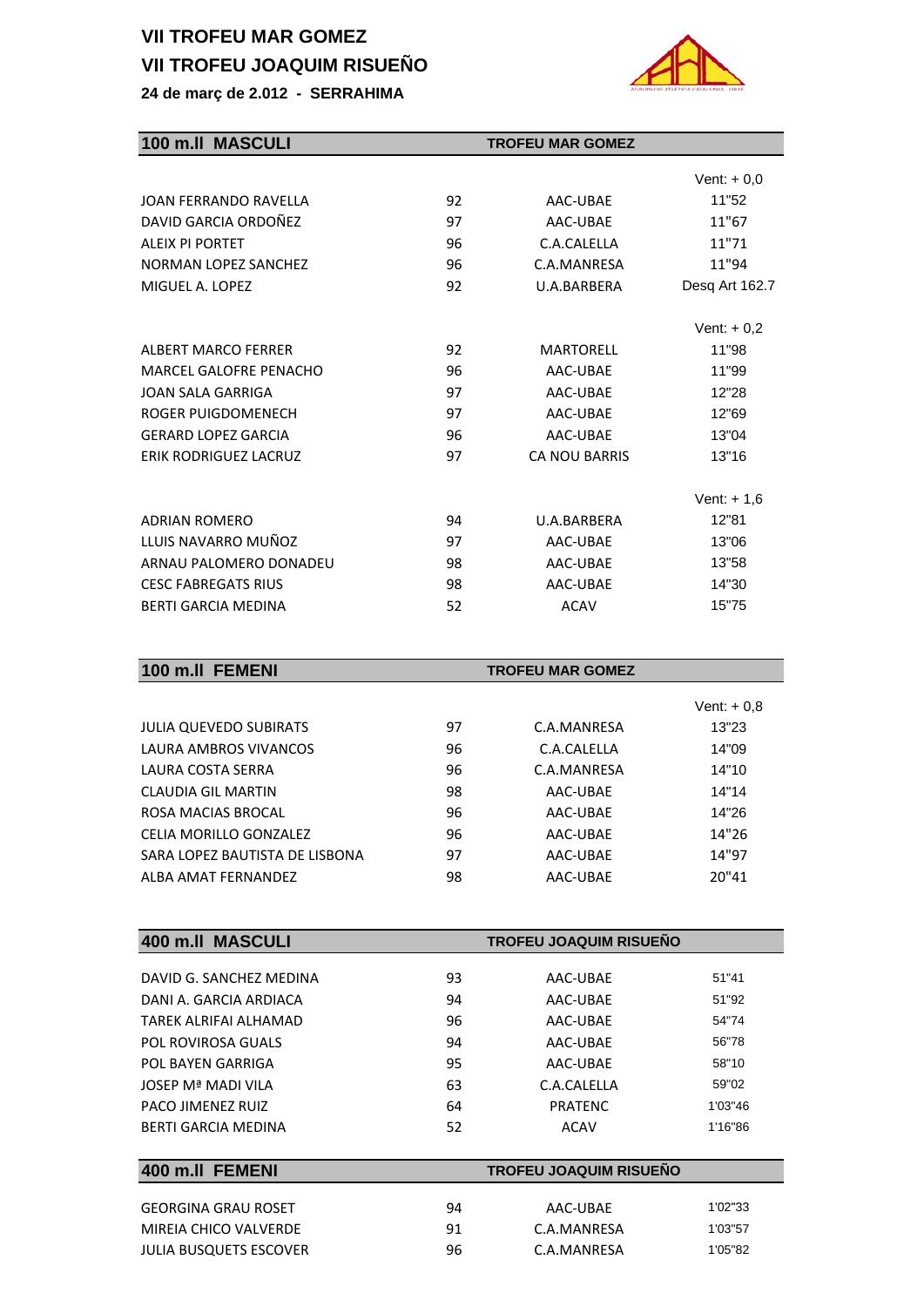# VII TROFEU MAR GOMEZ
# VII TROFEU JOAQUIM RISUEÑO

**24 de març de 2.012 - SERRAHIMA**

## 100 m.ll MASCULI — TROFEU MAR GOMEZ

| | | | Vent: + 0,0 |
|---|---|---|---|
| JOAN FERRANDO RAVELLA | 92 | AAC-UBAE | 11"52 |
| DAVID GARCIA ORDOÑEZ | 97 | AAC-UBAE | 11"67 |
| ALEIX PI PORTET | 96 | C.A.CALELLA | 11"71 |
| NORMAN LOPEZ SANCHEZ | 96 | C.A.MANRESA | 11"94 |
| MIGUEL A. LOPEZ | 92 | U.A.BARBERA | Desq Art 162.7 |

| | | | Vent: + 0,2 |
|---|---|---|---|
| ALBERT MARCO FERRER | 92 | MARTORELL | 11"98 |
| MARCEL GALOFRE PENACHO | 96 | AAC-UBAE | 11"99 |
| JOAN SALA GARRIGA | 97 | AAC-UBAE | 12"28 |
| ROGER PUIGDOMENECH | 97 | AAC-UBAE | 12"69 |
| GERARD LOPEZ GARCIA | 96 | AAC-UBAE | 13"04 |
| ERIK RODRIGUEZ LACRUZ | 97 | CA NOU BARRIS | 13"16 |

| | | | Vent: + 1,6 |
|---|---|---|---|
| ADRIAN ROMERO | 94 | U.A.BARBERA | 12"81 |
| LLUIS NAVARRO MUÑOZ | 97 | AAC-UBAE | 13"06 |
| ARNAU PALOMERO DONADEU | 98 | AAC-UBAE | 13"58 |
| CESC FABREGATS RIUS | 98 | AAC-UBAE | 14"30 |
| BERTI GARCIA MEDINA | 52 | ACAV | 15"75 |

## 100 m.ll FEMENI — TROFEU MAR GOMEZ

| | | | Vent: + 0,8 |
|---|---|---|---|
| JULIA QUEVEDO SUBIRATS | 97 | C.A.MANRESA | 13"23 |
| LAURA AMBROS VIVANCOS | 96 | C.A.CALELLA | 14"09 |
| LAURA COSTA SERRA | 96 | C.A.MANRESA | 14"10 |
| CLAUDIA GIL MARTIN | 98 | AAC-UBAE | 14"14 |
| ROSA MACIAS BROCAL | 96 | AAC-UBAE | 14"26 |
| CELIA MORILLO GONZALEZ | 96 | AAC-UBAE | 14"26 |
| SARA LOPEZ BAUTISTA DE LISBONA | 97 | AAC-UBAE | 14"97 |
| ALBA AMAT FERNANDEZ | 98 | AAC-UBAE | 20"41 |

## 400 m.ll MASCULI — TROFEU JOAQUIM RISUEÑO

| | | | |
|---|---|---|---|
| DAVID G. SANCHEZ MEDINA | 93 | AAC-UBAE | 51"41 |
| DANI A. GARCIA ARDIACA | 94 | AAC-UBAE | 51"92 |
| TAREK ALRIFAI ALHAMAD | 96 | AAC-UBAE | 54"74 |
| POL ROVIROSA GUALS | 94 | AAC-UBAE | 56"78 |
| POL BAYEN GARRIGA | 95 | AAC-UBAE | 58"10 |
| JOSEP Mª MADI VILA | 63 | C.A.CALELLA | 59"02 |
| PACO JIMENEZ RUIZ | 64 | PRATENC | 1'03"46 |
| BERTI GARCIA MEDINA | 52 | ACAV | 1'16"86 |

## 400 m.ll FEMENI — TROFEU JOAQUIM RISUEÑO

| | | | |
|---|---|---|---|
| GEORGINA GRAU ROSET | 94 | AAC-UBAE | 1'02"33 |
| MIREIA CHICO VALVERDE | 91 | C.A.MANRESA | 1'03"57 |
| JULIA BUSQUETS ESCOVER | 96 | C.A.MANRESA | 1'05"82 |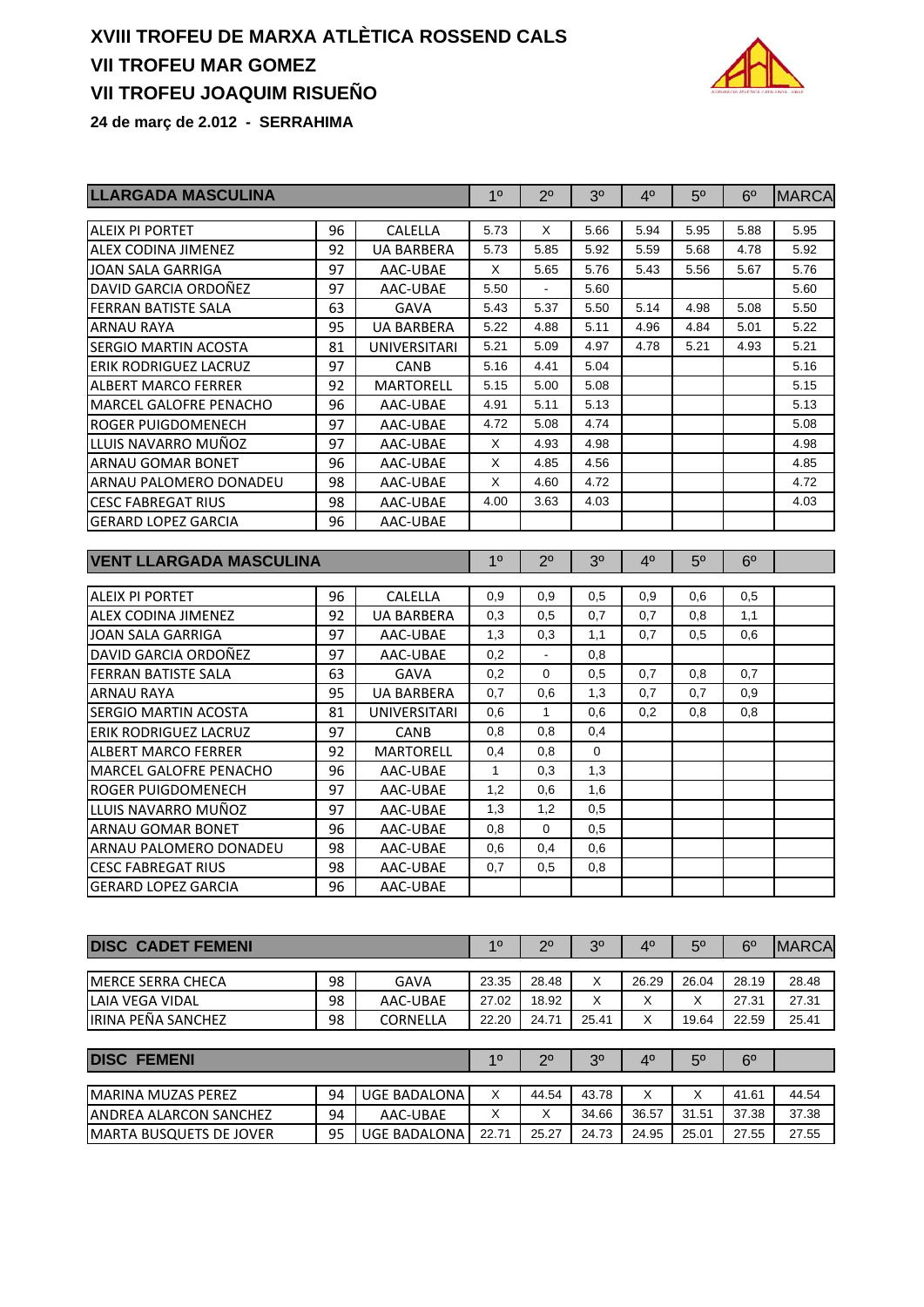# XVIII TROFEU DE MARXA ATLÈTICA ROSSEND CALS

## VII TROFEU MAR GOMEZ

## VII TROFEU JOAQUIM RISUEÑO

**24 de març de 2.012 - SERRAHIMA**

| LLARGADA MASCULINA | | | 1º | 2º | 3º | 4º | 5º | 6º | MARCA |
|---|---|---|---|---|---|---|---|---|---|
| ALEIX PI PORTET | 96 | CALELLA | 5.73 | X | 5.66 | 5.94 | 5.95 | 5.88 | 5.95 |
| ALEX CODINA JIMENEZ | 92 | UA BARBERA | 5.73 | 5.85 | 5.92 | 5.59 | 5.68 | 4.78 | 5.92 |
| JOAN SALA GARRIGA | 97 | AAC-UBAE | X | 5.65 | 5.76 | 5.43 | 5.56 | 5.67 | 5.76 |
| DAVID GARCIA ORDOÑEZ | 97 | AAC-UBAE | 5.50 | - | 5.60 | | | | 5.60 |
| FERRAN BATISTE SALA | 63 | GAVA | 5.43 | 5.37 | 5.50 | 5.14 | 4.98 | 5.08 | 5.50 |
| ARNAU RAYA | 95 | UA BARBERA | 5.22 | 4.88 | 5.11 | 4.96 | 4.84 | 5.01 | 5.22 |
| SERGIO MARTIN ACOSTA | 81 | UNIVERSITARI | 5.21 | 5.09 | 4.97 | 4.78 | 5.21 | 4.93 | 5.21 |
| ERIK RODRIGUEZ LACRUZ | 97 | CANB | 5.16 | 4.41 | 5.04 | | | | 5.16 |
| ALBERT MARCO FERRER | 92 | MARTORELL | 5.15 | 5.00 | 5.08 | | | | 5.15 |
| MARCEL GALOFRE PENACHO | 96 | AAC-UBAE | 4.91 | 5.11 | 5.13 | | | | 5.13 |
| ROGER PUIGDOMENECH | 97 | AAC-UBAE | 4.72 | 5.08 | 4.74 | | | | 5.08 |
| LLUIS NAVARRO MUÑOZ | 97 | AAC-UBAE | X | 4.93 | 4.98 | | | | 4.98 |
| ARNAU GOMAR BONET | 96 | AAC-UBAE | X | 4.85 | 4.56 | | | | 4.85 |
| ARNAU PALOMERO DONADEU | 98 | AAC-UBAE | X | 4.60 | 4.72 | | | | 4.72 |
| CESC FABREGAT RIUS | 98 | AAC-UBAE | 4.00 | 3.63 | 4.03 | | | | 4.03 |
| GERARD LOPEZ GARCIA | 96 | AAC-UBAE | | | | | | | |

| VENT LLARGADA MASCULINA | | | 1º | 2º | 3º | 4º | 5º | 6º | |
|---|---|---|---|---|---|---|---|---|---|
| ALEIX PI PORTET | 96 | CALELLA | 0,9 | 0,9 | 0,5 | 0,9 | 0,6 | 0,5 | |
| ALEX CODINA JIMENEZ | 92 | UA BARBERA | 0,3 | 0,5 | 0,7 | 0,7 | 0,8 | 1,1 | |
| JOAN SALA GARRIGA | 97 | AAC-UBAE | 1,3 | 0,3 | 1,1 | 0,7 | 0,5 | 0,6 | |
| DAVID GARCIA ORDOÑEZ | 97 | AAC-UBAE | 0,2 | - | 0,8 | | | | |
| FERRAN BATISTE SALA | 63 | GAVA | 0,2 | 0 | 0,5 | 0,7 | 0,8 | 0,7 | |
| ARNAU RAYA | 95 | UA BARBERA | 0,7 | 0,6 | 1,3 | 0,7 | 0,7 | 0,9 | |
| SERGIO MARTIN ACOSTA | 81 | UNIVERSITARI | 0,6 | 1 | 0,6 | 0,2 | 0,8 | 0,8 | |
| ERIK RODRIGUEZ LACRUZ | 97 | CANB | 0,8 | 0,8 | 0,4 | | | | |
| ALBERT MARCO FERRER | 92 | MARTORELL | 0,4 | 0,8 | 0 | | | | |
| MARCEL GALOFRE PENACHO | 96 | AAC-UBAE | 1 | 0,3 | 1,3 | | | | |
| ROGER PUIGDOMENECH | 97 | AAC-UBAE | 1,2 | 0,6 | 1,6 | | | | |
| LLUIS NAVARRO MUÑOZ | 97 | AAC-UBAE | 1,3 | 1,2 | 0,5 | | | | |
| ARNAU GOMAR BONET | 96 | AAC-UBAE | 0,8 | 0 | 0,5 | | | | |
| ARNAU PALOMERO DONADEU | 98 | AAC-UBAE | 0,6 | 0,4 | 0,6 | | | | |
| CESC FABREGAT RIUS | 98 | AAC-UBAE | 0,7 | 0,5 | 0,8 | | | | |
| GERARD LOPEZ GARCIA | 96 | AAC-UBAE | | | | | | | |

| DISC CADET FEMENI | | | 1º | 2º | 3º | 4º | 5º | 6º | MARCA |
|---|---|---|---|---|---|---|---|---|---|
| MERCE SERRA CHECA | 98 | GAVA | 23.35 | 28.48 | X | 26.29 | 26.04 | 28.19 | 28.48 |
| LAIA VEGA VIDAL | 98 | AAC-UBAE | 27.02 | 18.92 | X | X | X | 27.31 | 27.31 |
| IRINA PEÑA SANCHEZ | 98 | CORNELLA | 22.20 | 24.71 | 25.41 | X | 19.64 | 22.59 | 25.41 |

| DISC FEMENI | | | 1º | 2º | 3º | 4º | 5º | 6º | |
|---|---|---|---|---|---|---|---|---|---|
| MARINA MUZAS PEREZ | 94 | UGE BADALONA | X | 44.54 | 43.78 | X | X | 41.61 | 44.54 |
| ANDREA ALARCON SANCHEZ | 94 | AAC-UBAE | X | X | 34.66 | 36.57 | 31.51 | 37.38 | 37.38 |
| MARTA BUSQUETS DE JOVER | 95 | UGE BADALONA | 22.71 | 25.27 | 24.73 | 24.95 | 25.01 | 27.55 | 27.55 |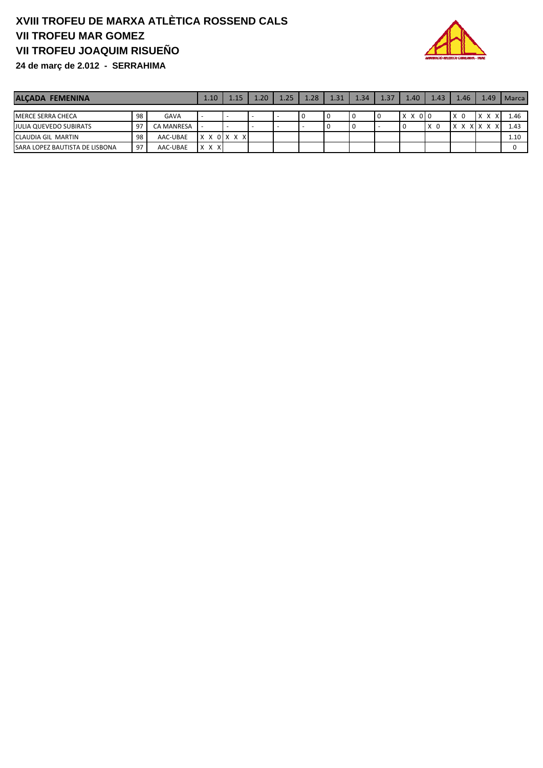# XVIII TROFEU DE MARXA ATLÈTICA ROSSEND CALS
# VII TROFEU MAR GOMEZ
# VII TROFEU JOAQUIM RISUEÑO

**24 de març de 2.012 - SERRAHIMA**

| ALÇADA FEMENINA | | | 1.10 | 1.15 | 1.20 | 1.25 | 1.28 | 1.31 | 1.34 | 1.37 | 1.40 | 1.43 | 1.46 | 1.49 | Marca |
|---|---|---|---|---|---|---|---|---|---|---|---|---|---|---|---|
| MERCE SERRA CHECA | 98 | GAVA | - | - | - | - | 0 | 0 | 0 | 0 | X X 0 | 0 | X 0 | X X X | 1.46 |
| JULIA QUEVEDO SUBIRATS | 97 | CA MANRESA | - | - | - | - | - | 0 | 0 | - | 0 | X 0 | X X X | X X X | 1.43 |
| CLAUDIA GIL MARTIN | 98 | AAC-UBAE | X X 0 | X X X | | | | | | | | | | | 1.10 |
| SARA LOPEZ BAUTISTA DE LISBONA | 97 | AAC-UBAE | X X X | | | | | | | | | | | | 0 |